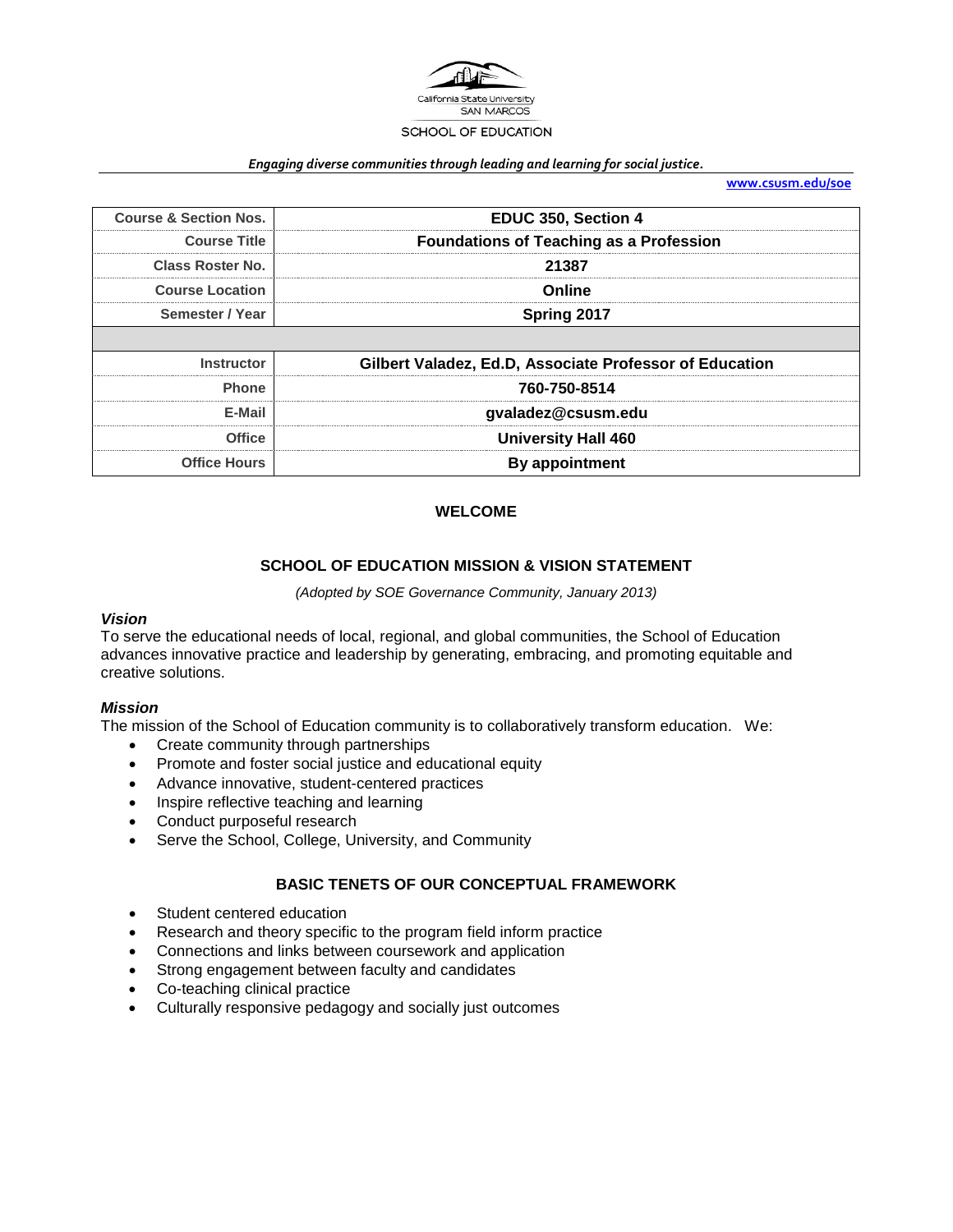California State University
SAN MARCOS

SCHOOL OF EDUCATION

*Engaging diverse communities through leading and learning for social justice.*

www.csusm.edu/soe

| | |
|---|---|
| **Course & Section Nos.** | **EDUC 350, Section 4** |
| **Course Title** | **Foundations of Teaching as a Profession** |
| **Class Roster No.** | **21387** |
| **Course Location** | **Online** |
| **Semester / Year** | **Spring 2017** |
| | |
| **Instructor** | **Gilbert Valadez, Ed.D, Associate Professor of Education** |
| **Phone** | **760-750-8514** |
| **E-Mail** | **gvaladez@csusm.edu** |
| **Office** | **University Hall 460** |
| **Office Hours** | **By appointment** |

## WELCOME

## SCHOOL OF EDUCATION MISSION & VISION STATEMENT

*(Adopted by SOE Governance Community, January 2013)*

### *Vision*

To serve the educational needs of local, regional, and global communities, the School of Education advances innovative practice and leadership by generating, embracing, and promoting equitable and creative solutions.

### *Mission*

The mission of the School of Education community is to collaboratively transform education. We:

- Create community through partnerships
- Promote and foster social justice and educational equity
- Advance innovative, student-centered practices
- Inspire reflective teaching and learning
- Conduct purposeful research
- Serve the School, College, University, and Community

## BASIC TENETS OF OUR CONCEPTUAL FRAMEWORK

- Student centered education
- Research and theory specific to the program field inform practice
- Connections and links between coursework and application
- Strong engagement between faculty and candidates
- Co-teaching clinical practice
- Culturally responsive pedagogy and socially just outcomes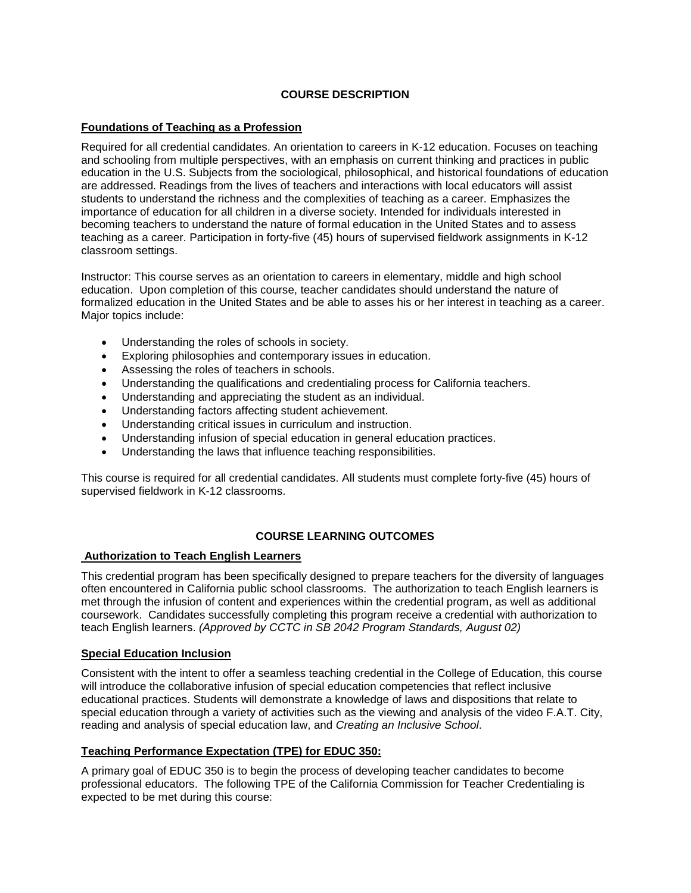## COURSE DESCRIPTION

### Foundations of Teaching as a Profession

Required for all credential candidates. An orientation to careers in K-12 education. Focuses on teaching and schooling from multiple perspectives, with an emphasis on current thinking and practices in public education in the U.S. Subjects from the sociological, philosophical, and historical foundations of education are addressed. Readings from the lives of teachers and interactions with local educators will assist students to understand the richness and the complexities of teaching as a career. Emphasizes the importance of education for all children in a diverse society. Intended for individuals interested in becoming teachers to understand the nature of formal education in the United States and to assess teaching as a career. Participation in forty-five (45) hours of supervised fieldwork assignments in K-12 classroom settings.

Instructor: This course serves as an orientation to careers in elementary, middle and high school education. Upon completion of this course, teacher candidates should understand the nature of formalized education in the United States and be able to asses his or her interest in teaching as a career. Major topics include:

- Understanding the roles of schools in society.
- Exploring philosophies and contemporary issues in education.
- Assessing the roles of teachers in schools.
- Understanding the qualifications and credentialing process for California teachers.
- Understanding and appreciating the student as an individual.
- Understanding factors affecting student achievement.
- Understanding critical issues in curriculum and instruction.
- Understanding infusion of special education in general education practices.
- Understanding the laws that influence teaching responsibilities.

This course is required for all credential candidates. All students must complete forty-five (45) hours of supervised fieldwork in K-12 classrooms.

## COURSE LEARNING OUTCOMES

### Authorization to Teach English Learners

This credential program has been specifically designed to prepare teachers for the diversity of languages often encountered in California public school classrooms. The authorization to teach English learners is met through the infusion of content and experiences within the credential program, as well as additional coursework. Candidates successfully completing this program receive a credential with authorization to teach English learners. *(Approved by CCTC in SB 2042 Program Standards, August 02)*

### Special Education Inclusion

Consistent with the intent to offer a seamless teaching credential in the College of Education, this course will introduce the collaborative infusion of special education competencies that reflect inclusive educational practices. Students will demonstrate a knowledge of laws and dispositions that relate to special education through a variety of activities such as the viewing and analysis of the video F.A.T. City, reading and analysis of special education law, and *Creating an Inclusive School*.

### Teaching Performance Expectation (TPE) for EDUC 350:

A primary goal of EDUC 350 is to begin the process of developing teacher candidates to become professional educators. The following TPE of the California Commission for Teacher Credentialing is expected to be met during this course: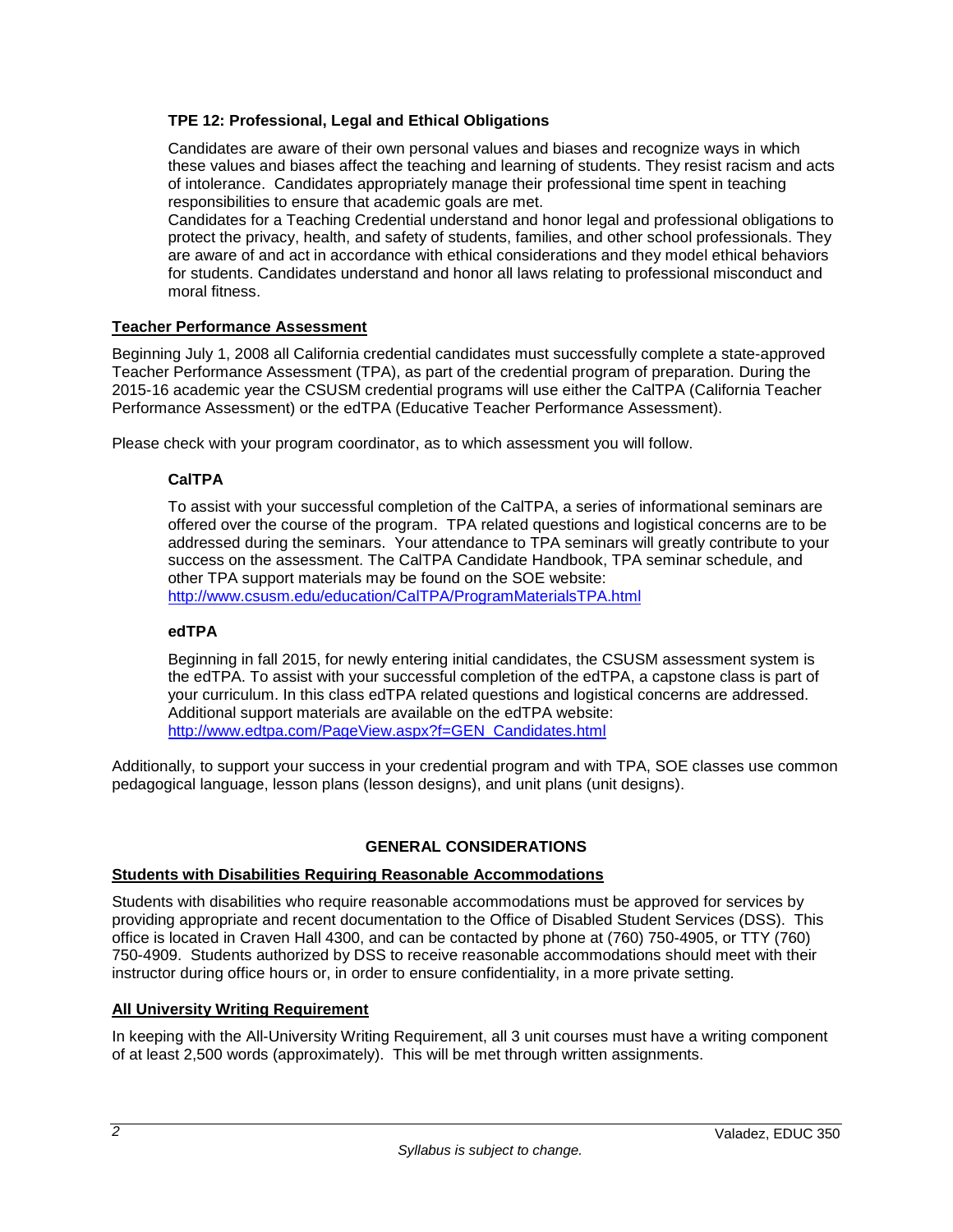### TPE 12: Professional, Legal and Ethical Obligations

Candidates are aware of their own personal values and biases and recognize ways in which these values and biases affect the teaching and learning of students. They resist racism and acts of intolerance. Candidates appropriately manage their professional time spent in teaching responsibilities to ensure that academic goals are met.
Candidates for a Teaching Credential understand and honor legal and professional obligations to protect the privacy, health, and safety of students, families, and other school professionals. They are aware of and act in accordance with ethical considerations and they model ethical behaviors for students. Candidates understand and honor all laws relating to professional misconduct and moral fitness.

## Teacher Performance Assessment

Beginning July 1, 2008 all California credential candidates must successfully complete a state-approved Teacher Performance Assessment (TPA), as part of the credential program of preparation. During the 2015-16 academic year the CSUSM credential programs will use either the CalTPA (California Teacher Performance Assessment) or the edTPA (Educative Teacher Performance Assessment).

Please check with your program coordinator, as to which assessment you will follow.

### CalTPA

To assist with your successful completion of the CalTPA, a series of informational seminars are offered over the course of the program. TPA related questions and logistical concerns are to be addressed during the seminars. Your attendance to TPA seminars will greatly contribute to your success on the assessment. The CalTPA Candidate Handbook, TPA seminar schedule, and other TPA support materials may be found on the SOE website:
http://www.csusm.edu/education/CalTPA/ProgramMaterialsTPA.html

### edTPA

Beginning in fall 2015, for newly entering initial candidates, the CSUSM assessment system is the edTPA. To assist with your successful completion of the edTPA, a capstone class is part of your curriculum. In this class edTPA related questions and logistical concerns are addressed. Additional support materials are available on the edTPA website:
http://www.edtpa.com/PageView.aspx?f=GEN_Candidates.html

Additionally, to support your success in your credential program and with TPA, SOE classes use common pedagogical language, lesson plans (lesson designs), and unit plans (unit designs).

## GENERAL CONSIDERATIONS

### Students with Disabilities Requiring Reasonable Accommodations

Students with disabilities who require reasonable accommodations must be approved for services by providing appropriate and recent documentation to the Office of Disabled Student Services (DSS). This office is located in Craven Hall 4300, and can be contacted by phone at (760) 750-4905, or TTY (760) 750-4909. Students authorized by DSS to receive reasonable accommodations should meet with their instructor during office hours or, in order to ensure confidentiality, in a more private setting.

### All University Writing Requirement

In keeping with the All-University Writing Requirement, all 3 unit courses must have a writing component of at least 2,500 words (approximately). This will be met through written assignments.

*Syllabus is subject to change.*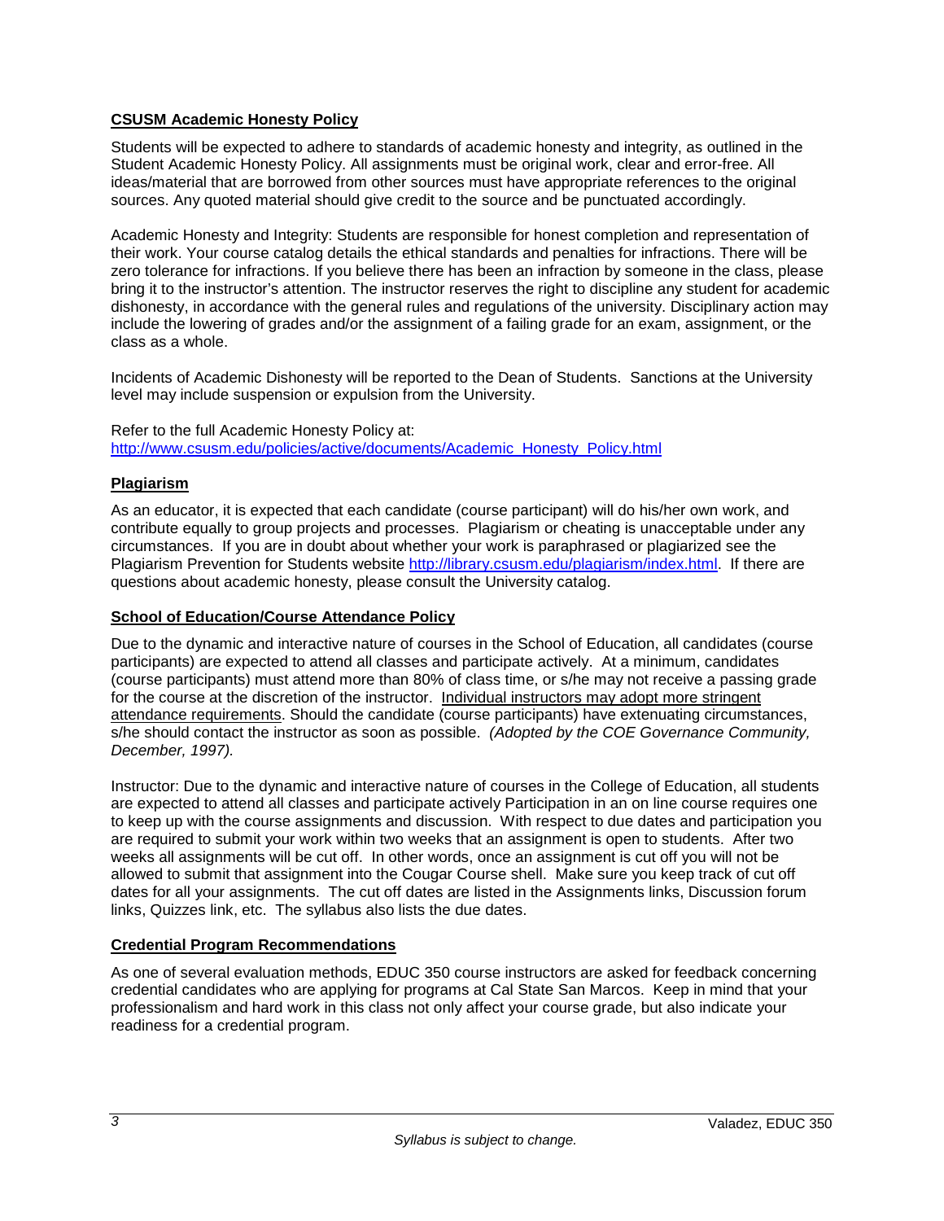## CSUSM Academic Honesty Policy

Students will be expected to adhere to standards of academic honesty and integrity, as outlined in the Student Academic Honesty Policy. All assignments must be original work, clear and error-free. All ideas/material that are borrowed from other sources must have appropriate references to the original sources. Any quoted material should give credit to the source and be punctuated accordingly.

Academic Honesty and Integrity: Students are responsible for honest completion and representation of their work. Your course catalog details the ethical standards and penalties for infractions. There will be zero tolerance for infractions. If you believe there has been an infraction by someone in the class, please bring it to the instructor's attention. The instructor reserves the right to discipline any student for academic dishonesty, in accordance with the general rules and regulations of the university. Disciplinary action may include the lowering of grades and/or the assignment of a failing grade for an exam, assignment, or the class as a whole.

Incidents of Academic Dishonesty will be reported to the Dean of Students. Sanctions at the University level may include suspension or expulsion from the University.

Refer to the full Academic Honesty Policy at:
http://www.csusm.edu/policies/active/documents/Academic_Honesty_Policy.html

## Plagiarism

As an educator, it is expected that each candidate (course participant) will do his/her own work, and contribute equally to group projects and processes. Plagiarism or cheating is unacceptable under any circumstances. If you are in doubt about whether your work is paraphrased or plagiarized see the Plagiarism Prevention for Students website http://library.csusm.edu/plagiarism/index.html. If there are questions about academic honesty, please consult the University catalog.

## School of Education/Course Attendance Policy

Due to the dynamic and interactive nature of courses in the School of Education, all candidates (course participants) are expected to attend all classes and participate actively. At a minimum, candidates (course participants) must attend more than 80% of class time, or s/he may not receive a passing grade for the course at the discretion of the instructor. Individual instructors may adopt more stringent attendance requirements. Should the candidate (course participants) have extenuating circumstances, s/he should contact the instructor as soon as possible. *(Adopted by the COE Governance Community, December, 1997).*

Instructor: Due to the dynamic and interactive nature of courses in the College of Education, all students are expected to attend all classes and participate actively Participation in an on line course requires one to keep up with the course assignments and discussion. With respect to due dates and participation you are required to submit your work within two weeks that an assignment is open to students. After two weeks all assignments will be cut off. In other words, once an assignment is cut off you will not be allowed to submit that assignment into the Cougar Course shell. Make sure you keep track of cut off dates for all your assignments. The cut off dates are listed in the Assignments links, Discussion forum links, Quizzes link, etc. The syllabus also lists the due dates.

## Credential Program Recommendations

As one of several evaluation methods, EDUC 350 course instructors are asked for feedback concerning credential candidates who are applying for programs at Cal State San Marcos. Keep in mind that your professionalism and hard work in this class not only affect your course grade, but also indicate your readiness for a credential program.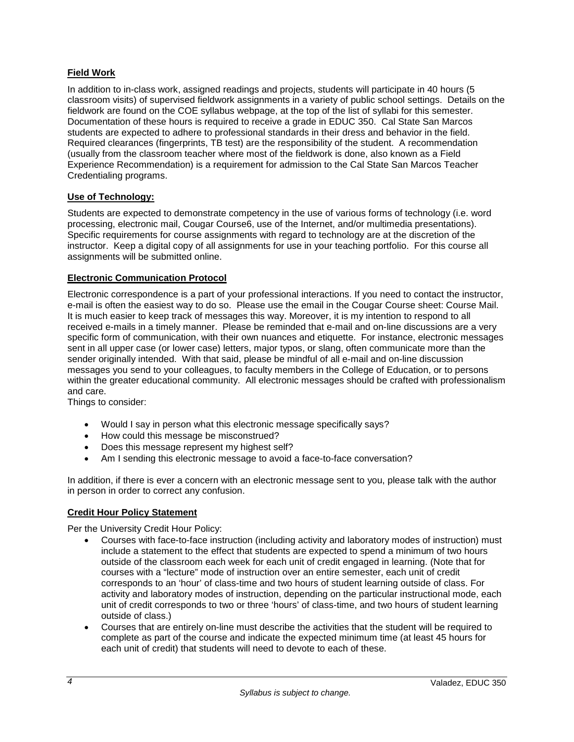**Field Work**

In addition to in-class work, assigned readings and projects, students will participate in 40 hours (5 classroom visits) of supervised fieldwork assignments in a variety of public school settings. Details on the fieldwork are found on the COE syllabus webpage, at the top of the list of syllabi for this semester. Documentation of these hours is required to receive a grade in EDUC 350. Cal State San Marcos students are expected to adhere to professional standards in their dress and behavior in the field. Required clearances (fingerprints, TB test) are the responsibility of the student. A recommendation (usually from the classroom teacher where most of the fieldwork is done, also known as a Field Experience Recommendation) is a requirement for admission to the Cal State San Marcos Teacher Credentialing programs.

**Use of Technology:**

Students are expected to demonstrate competency in the use of various forms of technology (i.e. word processing, electronic mail, Cougar Course6, use of the Internet, and/or multimedia presentations). Specific requirements for course assignments with regard to technology are at the discretion of the instructor. Keep a digital copy of all assignments for use in your teaching portfolio. For this course all assignments will be submitted online.

**Electronic Communication Protocol**

Electronic correspondence is a part of your professional interactions. If you need to contact the instructor, e-mail is often the easiest way to do so. Please use the email in the Cougar Course sheet: Course Mail. It is much easier to keep track of messages this way. Moreover, it is my intention to respond to all received e-mails in a timely manner. Please be reminded that e-mail and on-line discussions are a very specific form of communication, with their own nuances and etiquette. For instance, electronic messages sent in all upper case (or lower case) letters, major typos, or slang, often communicate more than the sender originally intended. With that said, please be mindful of all e-mail and on-line discussion messages you send to your colleagues, to faculty members in the College of Education, or to persons within the greater educational community. All electronic messages should be crafted with professionalism and care.

Things to consider:

- Would I say in person what this electronic message specifically says?
- How could this message be misconstrued?
- Does this message represent my highest self?
- Am I sending this electronic message to avoid a face-to-face conversation?

In addition, if there is ever a concern with an electronic message sent to you, please talk with the author in person in order to correct any confusion.

**Credit Hour Policy Statement**

Per the University Credit Hour Policy:

- Courses with face-to-face instruction (including activity and laboratory modes of instruction) must include a statement to the effect that students are expected to spend a minimum of two hours outside of the classroom each week for each unit of credit engaged in learning. (Note that for courses with a "lecture" mode of instruction over an entire semester, each unit of credit corresponds to an 'hour' of class-time and two hours of student learning outside of class. For activity and laboratory modes of instruction, depending on the particular instructional mode, each unit of credit corresponds to two or three 'hours' of class-time, and two hours of student learning outside of class.)
- Courses that are entirely on-line must describe the activities that the student will be required to complete as part of the course and indicate the expected minimum time (at least 45 hours for each unit of credit) that students will need to devote to each of these.

*Syllabus is subject to change.*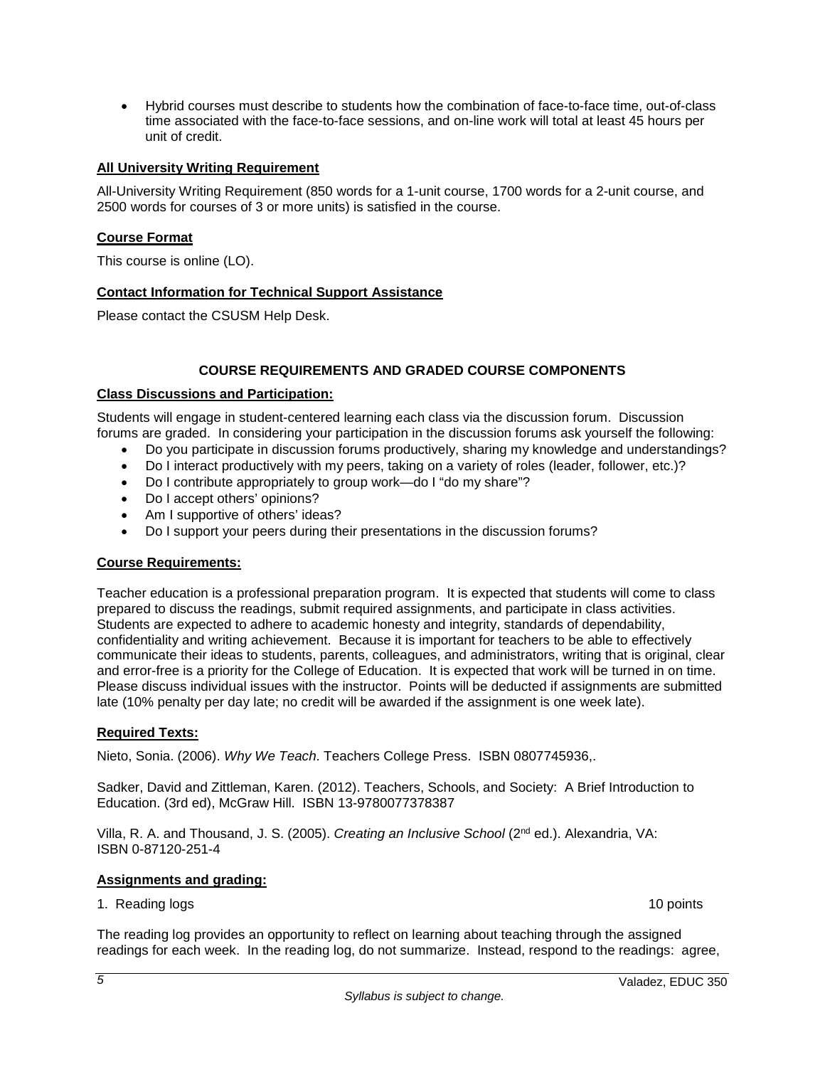- Hybrid courses must describe to students how the combination of face-to-face time, out-of-class time associated with the face-to-face sessions, and on-line work will total at least 45 hours per unit of credit.

**All University Writing Requirement**

All-University Writing Requirement (850 words for a 1-unit course, 1700 words for a 2-unit course, and 2500 words for courses of 3 or more units) is satisfied in the course.

**Course Format**

This course is online (LO).

**Contact Information for Technical Support Assistance**

Please contact the CSUSM Help Desk.

## COURSE REQUIREMENTS AND GRADED COURSE COMPONENTS

**Class Discussions and Participation:**

Students will engage in student-centered learning each class via the discussion forum. Discussion forums are graded. In considering your participation in the discussion forums ask yourself the following:

- Do you participate in discussion forums productively, sharing my knowledge and understandings?
- Do I interact productively with my peers, taking on a variety of roles (leader, follower, etc.)?
- Do I contribute appropriately to group work—do I "do my share"?
- Do I accept others' opinions?
- Am I supportive of others' ideas?
- Do I support your peers during their presentations in the discussion forums?

**Course Requirements:**

Teacher education is a professional preparation program. It is expected that students will come to class prepared to discuss the readings, submit required assignments, and participate in class activities. Students are expected to adhere to academic honesty and integrity, standards of dependability, confidentiality and writing achievement. Because it is important for teachers to be able to effectively communicate their ideas to students, parents, colleagues, and administrators, writing that is original, clear and error-free is a priority for the College of Education. It is expected that work will be turned in on time. Please discuss individual issues with the instructor. Points will be deducted if assignments are submitted late (10% penalty per day late; no credit will be awarded if the assignment is one week late).

**Required Texts:**

Nieto, Sonia. (2006). *Why We Teach*. Teachers College Press. ISBN 0807745936,.

Sadker, David and Zittleman, Karen. (2012). Teachers, Schools, and Society: A Brief Introduction to Education. (3rd ed), McGraw Hill. ISBN 13-9780077378387

Villa, R. A. and Thousand, J. S. (2005). *Creating an Inclusive School* (2nd ed.). Alexandria, VA: ISBN 0-87120-251-4

**Assignments and grading:**

1. Reading logs 10 points

The reading log provides an opportunity to reflect on learning about teaching through the assigned readings for each week. In the reading log, do not summarize. Instead, respond to the readings: agree,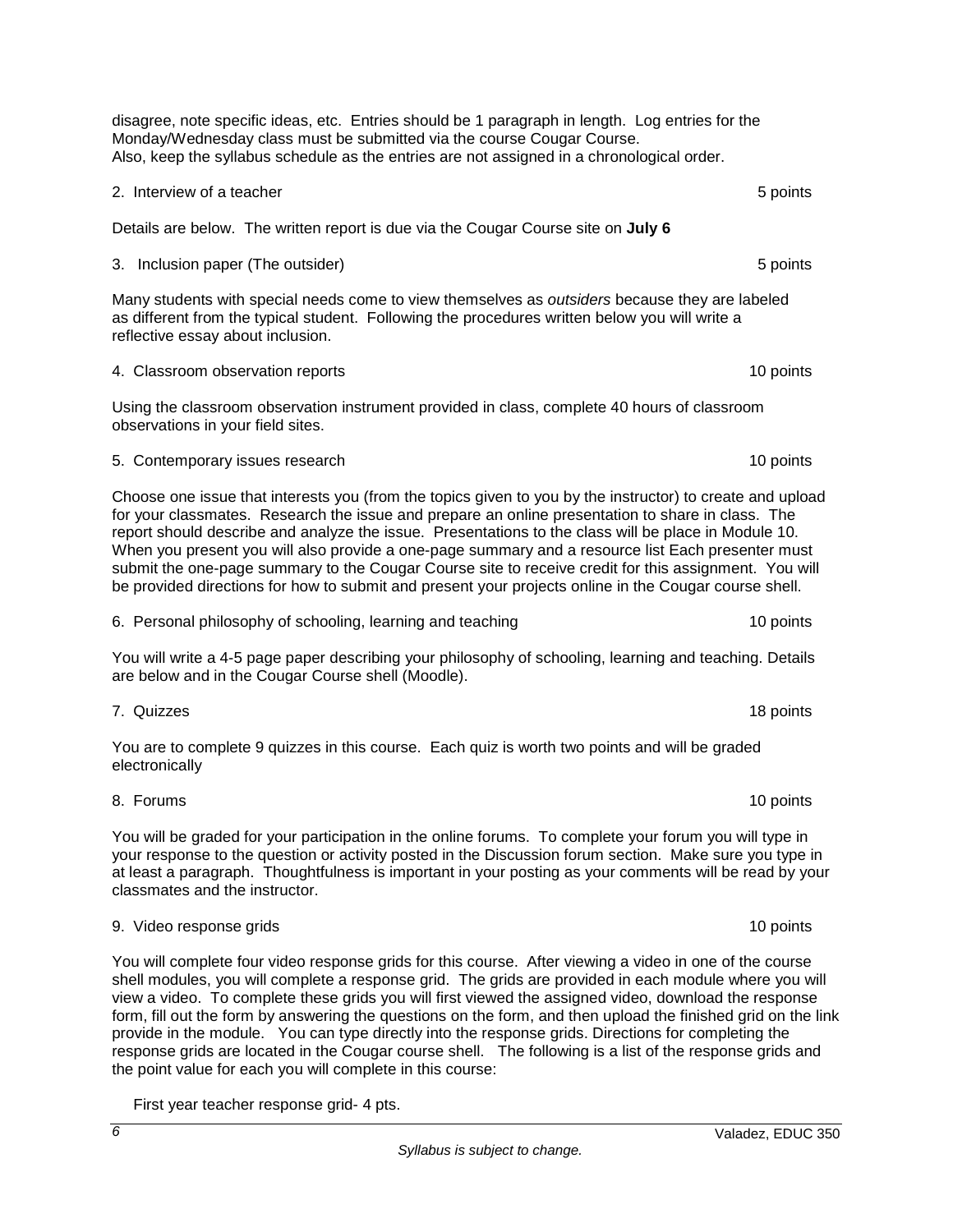disagree, note specific ideas, etc. Entries should be 1 paragraph in length. Log entries for the Monday/Wednesday class must be submitted via the course Cougar Course.
Also, keep the syllabus schedule as the entries are not assigned in a chronological order.

2. Interview of a teacher 5 points

Details are below. The written report is due via the Cougar Course site on **July 6**

3. Inclusion paper (The outsider) 5 points

Many students with special needs come to view themselves as *outsiders* because they are labeled as different from the typical student. Following the procedures written below you will write a reflective essay about inclusion.

4. Classroom observation reports 10 points

Using the classroom observation instrument provided in class, complete 40 hours of classroom observations in your field sites.

5. Contemporary issues research 10 points

Choose one issue that interests you (from the topics given to you by the instructor) to create and upload for your classmates. Research the issue and prepare an online presentation to share in class. The report should describe and analyze the issue. Presentations to the class will be place in Module 10. When you present you will also provide a one-page summary and a resource list Each presenter must submit the one-page summary to the Cougar Course site to receive credit for this assignment. You will be provided directions for how to submit and present your projects online in the Cougar course shell.

6. Personal philosophy of schooling, learning and teaching 10 points

You will write a 4-5 page paper describing your philosophy of schooling, learning and teaching. Details are below and in the Cougar Course shell (Moodle).

7. Quizzes 18 points

You are to complete 9 quizzes in this course. Each quiz is worth two points and will be graded electronically

8. Forums 10 points

You will be graded for your participation in the online forums. To complete your forum you will type in your response to the question or activity posted in the Discussion forum section. Make sure you type in at least a paragraph. Thoughtfulness is important in your posting as your comments will be read by your classmates and the instructor.

9. Video response grids 10 points

You will complete four video response grids for this course. After viewing a video in one of the course shell modules, you will complete a response grid. The grids are provided in each module where you will view a video. To complete these grids you will first viewed the assigned video, download the response form, fill out the form by answering the questions on the form, and then upload the finished grid on the link provide in the module. You can type directly into the response grids. Directions for completing the response grids are located in the Cougar course shell. The following is a list of the response grids and the point value for each you will complete in this course:

First year teacher response grid- 4 pts.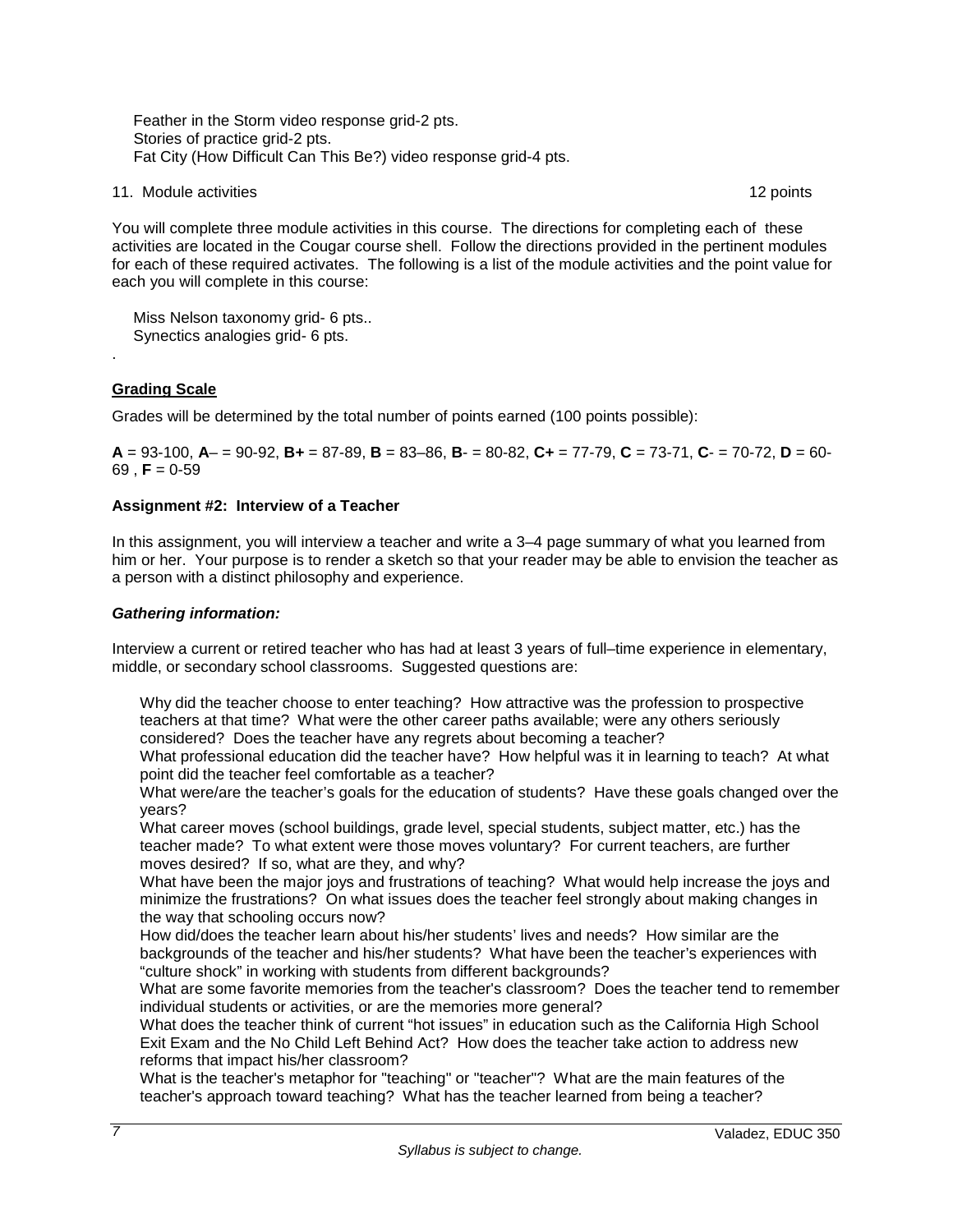Feather in the Storm video response grid-2 pts.
Stories of practice grid-2 pts.
Fat City (How Difficult Can This Be?) video response grid-4 pts.

11. Module activities 12 points

You will complete three module activities in this course. The directions for completing each of these activities are located in the Cougar course shell. Follow the directions provided in the pertinent modules for each of these required activates. The following is a list of the module activities and the point value for each you will complete in this course:

Miss Nelson taxonomy grid- 6 pts..
Synectics analogies grid- 6 pts.

.

**Grading Scale**

Grades will be determined by the total number of points earned (100 points possible):

**A** = 93-100, **A**– = 90-92, **B+** = 87-89, **B** = 83–86, **B**- = 80-82, **C+** = 77-79, **C** = 73-71, **C**- = 70-72, **D** = 60-69 , **F** = 0-59

**Assignment #2: Interview of a Teacher**

In this assignment, you will interview a teacher and write a 3–4 page summary of what you learned from him or her. Your purpose is to render a sketch so that your reader may be able to envision the teacher as a person with a distinct philosophy and experience.

***Gathering information:***

Interview a current or retired teacher who has had at least 3 years of full–time experience in elementary, middle, or secondary school classrooms. Suggested questions are:

Why did the teacher choose to enter teaching? How attractive was the profession to prospective teachers at that time? What were the other career paths available; were any others seriously considered? Does the teacher have any regrets about becoming a teacher?

What professional education did the teacher have? How helpful was it in learning to teach? At what point did the teacher feel comfortable as a teacher?

What were/are the teacher's goals for the education of students? Have these goals changed over the years?

What career moves (school buildings, grade level, special students, subject matter, etc.) has the teacher made? To what extent were those moves voluntary? For current teachers, are further moves desired? If so, what are they, and why?

What have been the major joys and frustrations of teaching? What would help increase the joys and minimize the frustrations? On what issues does the teacher feel strongly about making changes in the way that schooling occurs now?

How did/does the teacher learn about his/her students' lives and needs? How similar are the backgrounds of the teacher and his/her students? What have been the teacher's experiences with "culture shock" in working with students from different backgrounds?

What are some favorite memories from the teacher's classroom? Does the teacher tend to remember individual students or activities, or are the memories more general?

What does the teacher think of current "hot issues" in education such as the California High School Exit Exam and the No Child Left Behind Act? How does the teacher take action to address new reforms that impact his/her classroom?

What is the teacher's metaphor for "teaching" or "teacher"? What are the main features of the teacher's approach toward teaching? What has the teacher learned from being a teacher?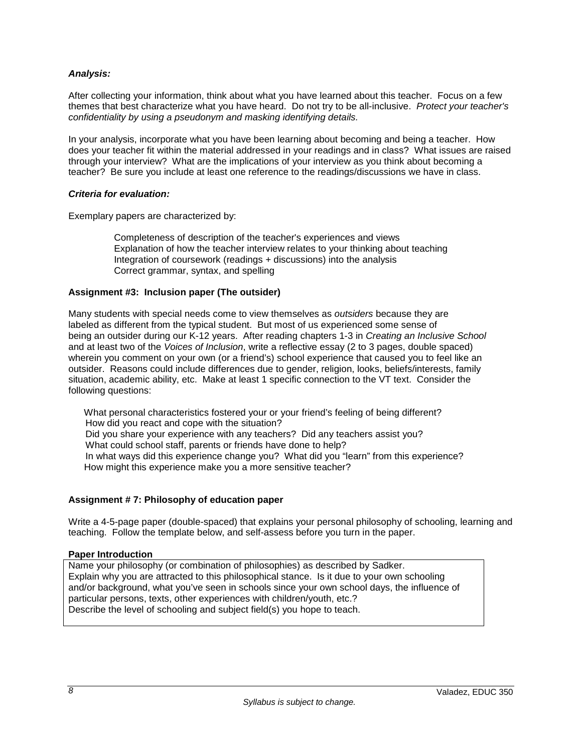***Analysis:***

After collecting your information, think about what you have learned about this teacher. Focus on a few themes that best characterize what you have heard. Do not try to be all-inclusive. *Protect your teacher's confidentiality by using a pseudonym and masking identifying details.*

In your analysis, incorporate what you have been learning about becoming and being a teacher. How does your teacher fit within the material addressed in your readings and in class? What issues are raised through your interview? What are the implications of your interview as you think about becoming a teacher? Be sure you include at least one reference to the readings/discussions we have in class.

***Criteria for evaluation:***

Exemplary papers are characterized by:

- Completeness of description of the teacher's experiences and views
- Explanation of how the teacher interview relates to your thinking about teaching
- Integration of coursework (readings + discussions) into the analysis
- Correct grammar, syntax, and spelling

**Assignment #3: Inclusion paper (The outsider)**

Many students with special needs come to view themselves as *outsiders* because they are labeled as different from the typical student. But most of us experienced some sense of being an outsider during our K-12 years. After reading chapters 1-3 in *Creating an Inclusive School* and at least two of the *Voices of Inclusion*, write a reflective essay (2 to 3 pages, double spaced) wherein you comment on your own (or a friend's) school experience that caused you to feel like an outsider. Reasons could include differences due to gender, religion, looks, beliefs/interests, family situation, academic ability, etc. Make at least 1 specific connection to the VT text. Consider the following questions:

- What personal characteristics fostered your or your friend's feeling of being different?
- How did you react and cope with the situation?
- Did you share your experience with any teachers? Did any teachers assist you?
- What could school staff, parents or friends have done to help?
- In what ways did this experience change you? What did you "learn" from this experience?
- How might this experience make you a more sensitive teacher?

**Assignment # 7: Philosophy of education paper**

Write a 4-5-page paper (double-spaced) that explains your personal philosophy of schooling, learning and teaching. Follow the template below, and self-assess before you turn in the paper.

| **Paper Introduction** |
| --- |
| Name your philosophy (or combination of philosophies) as described by Sadker.<br>Explain why you are attracted to this philosophical stance. Is it due to your own schooling and/or background, what you've seen in schools since your own school days, the influence of particular persons, texts, other experiences with children/youth, etc.?<br>Describe the level of schooling and subject field(s) you hope to teach. |

*Syllabus is subject to change.*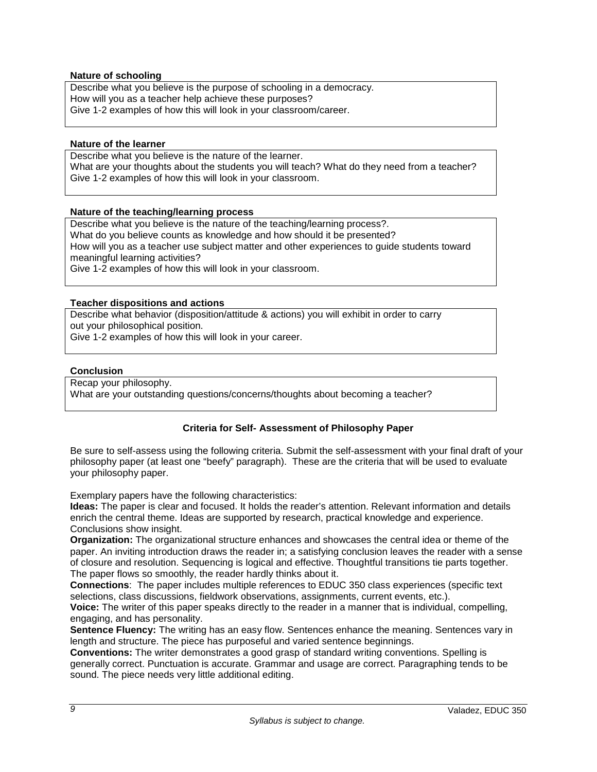**Nature of schooling**

Describe what you believe is the purpose of schooling in a democracy.
How will you as a teacher help achieve these purposes?
Give 1-2 examples of how this will look in your classroom/career.

**Nature of the learner**

Describe what you believe is the nature of the learner.
What are your thoughts about the students you will teach? What do they need from a teacher?
Give 1-2 examples of how this will look in your classroom.

**Nature of the teaching/learning process**

Describe what you believe is the nature of the teaching/learning process?.
What do you believe counts as knowledge and how should it be presented?
How will you as a teacher use subject matter and other experiences to guide students toward meaningful learning activities?
Give 1-2 examples of how this will look in your classroom.

**Teacher dispositions and actions**

Describe what behavior (disposition/attitude & actions) you will exhibit in order to carry out your philosophical position.
Give 1-2 examples of how this will look in your career.

**Conclusion**

Recap your philosophy.
What are your outstanding questions/concerns/thoughts about becoming a teacher?

### Criteria for Self- Assessment of Philosophy Paper

Be sure to self-assess using the following criteria. Submit the self-assessment with your final draft of your philosophy paper (at least one "beefy" paragraph). These are the criteria that will be used to evaluate your philosophy paper.

Exemplary papers have the following characteristics:

**Ideas:** The paper is clear and focused. It holds the reader's attention. Relevant information and details enrich the central theme. Ideas are supported by research, practical knowledge and experience. Conclusions show insight.

**Organization:** The organizational structure enhances and showcases the central idea or theme of the paper. An inviting introduction draws the reader in; a satisfying conclusion leaves the reader with a sense of closure and resolution. Sequencing is logical and effective. Thoughtful transitions tie parts together. The paper flows so smoothly, the reader hardly thinks about it.

**Connections**: The paper includes multiple references to EDUC 350 class experiences (specific text selections, class discussions, fieldwork observations, assignments, current events, etc.).

**Voice:** The writer of this paper speaks directly to the reader in a manner that is individual, compelling, engaging, and has personality.

**Sentence Fluency:** The writing has an easy flow. Sentences enhance the meaning. Sentences vary in length and structure. The piece has purposeful and varied sentence beginnings.

**Conventions:** The writer demonstrates a good grasp of standard writing conventions. Spelling is generally correct. Punctuation is accurate. Grammar and usage are correct. Paragraphing tends to be sound. The piece needs very little additional editing.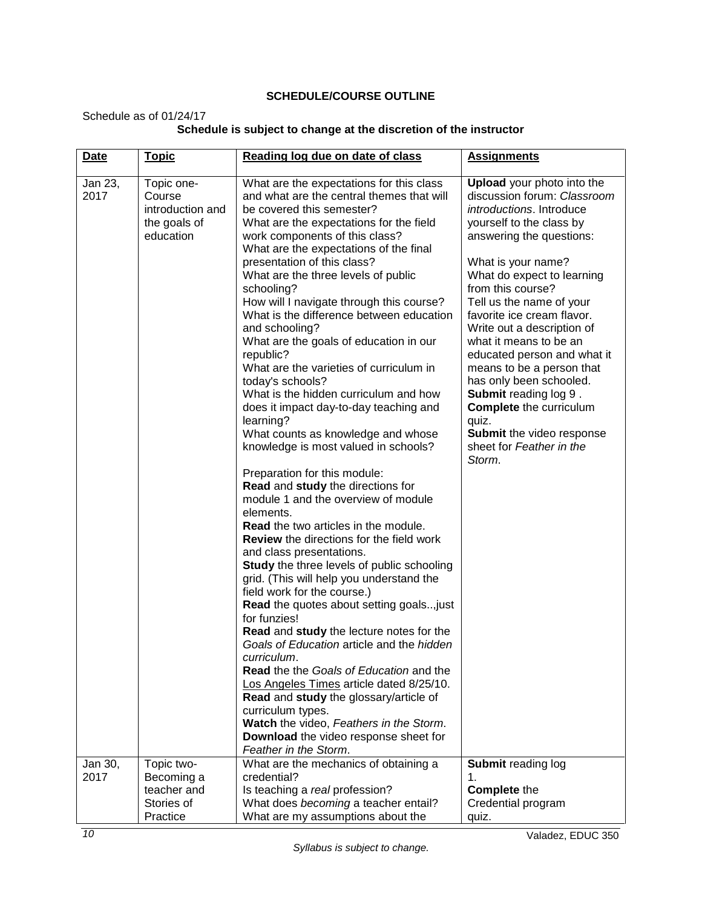## SCHEDULE/COURSE OUTLINE

Schedule as of 01/24/17

**Schedule is subject to change at the discretion of the instructor**

| Date | Topic | Reading log due on date of class | Assignments |
|---|---|---|---|
| Jan 23, 2017 | Topic one- Course introduction and the goals of education | What are the expectations for this class and what are the central themes that will be covered this semester?<br>What are the expectations for the field work components of this class?<br>What are the expectations of the final presentation of this class?<br>What are the three levels of public schooling?<br>How will I navigate through this course?<br>What is the difference between education and schooling?<br>What are the goals of education in our republic?<br>What are the varieties of curriculum in today's schools?<br>What is the hidden curriculum and how does it impact day-to-day teaching and learning?<br>What counts as knowledge and whose knowledge is most valued in schools?<br><br>Preparation for this module:<br>**Read** and **study** the directions for module 1 and the overview of module elements.<br>**Read** the two articles in the module.<br>**Review** the directions for the field work and class presentations.<br>**Study** the three levels of public schooling grid. (This will help you understand the field work for the course.)<br>**Read** the quotes about setting goals..,just for funzies!<br>**Read** and **study** the lecture notes for the *Goals of Education* article and the *hidden curriculum*.<br>**Read** the the *Goals of Education* and the Los Angeles Times article dated 8/25/10.<br>**Read** and **study** the glossary/article of curriculum types.<br>**Watch** the video, *Feathers in the Storm*.<br>**Download** the video response sheet for *Feather in the Storm*. | **Upload** your photo into the discussion forum: *Classroom introductions*. Introduce yourself to the class by answering the questions:<br><br>What is your name?<br>What do expect to learning from this course?<br>Tell us the name of your favorite ice cream flavor.<br>Write out a description of what it means to be an educated person and what it means to be a person that has only been schooled.<br>**Submit** reading log 9 .<br>**Complete** the curriculum quiz.<br>**Submit** the video response sheet for *Feather in the Storm*. |
| Jan 30, 2017 | Topic two- Becoming a teacher and Stories of Practice | What are the mechanics of obtaining a credential?<br>Is teaching a *real* profession?<br>What does *becoming* a teacher entail?<br>What are my assumptions about the | **Submit** reading log 1.<br>**Complete** the Credential program quiz. |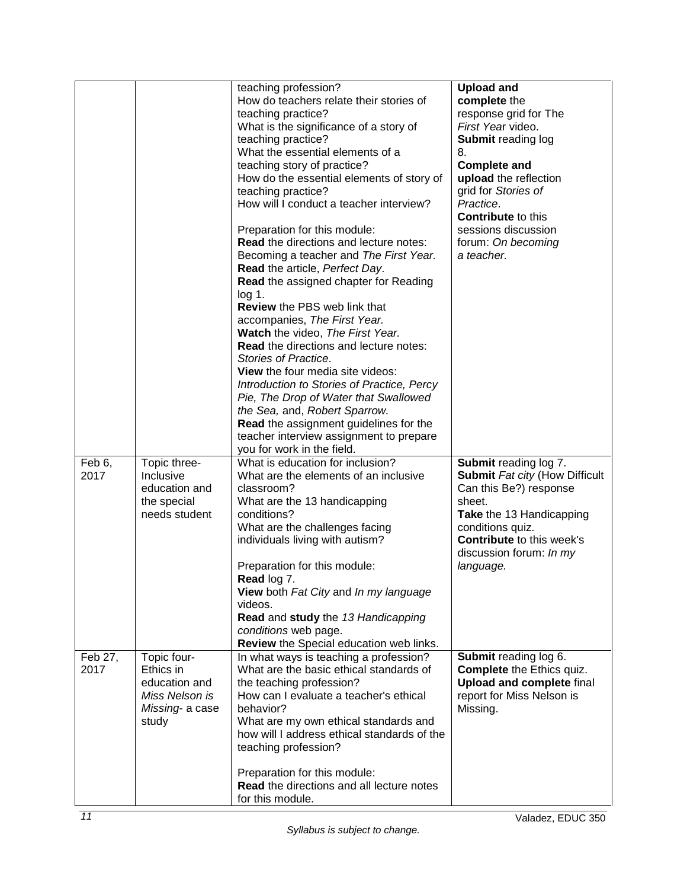| | | | |
|---|---|---|---|
| | | teaching profession?<br>How do teachers relate their stories of teaching practice?<br>What is the significance of a story of teaching practice?<br>What the essential elements of a teaching story of practice?<br>How do the essential elements of story of teaching practice?<br>How will I conduct a teacher interview?<br><br>Preparation for this module:<br>**Read** the directions and lecture notes: Becoming a teacher and *The First Year.*<br>**Read** the article, *Perfect Day*.<br>**Read** the assigned chapter for Reading log 1.<br>**Review** the PBS web link that accompanies, *The First Year.*<br>**Watch** the video, *The First Year.*<br>**Read** the directions and lecture notes: *Stories of Practice*.<br>**View** the four media site videos: *Introduction to Stories of Practice, Percy Pie, The Drop of Water that Swallowed the Sea,* and, *Robert Sparrow.*<br>**Read** the assignment guidelines for the teacher interview assignment to prepare you for work in the field. | **Upload and complete** the response grid for The *First Year* video.<br>**Submit** reading log 8.<br>**Complete and upload** the reflection grid for *Stories of Practice*.<br>**Contribute** to this sessions discussion forum: *On becoming a teacher.* |
| Feb 6, 2017 | Topic three- Inclusive education and the special needs student | What is education for inclusion?<br>What are the elements of an inclusive classroom?<br>What are the 13 handicapping conditions?<br>What are the challenges facing individuals living with autism?<br><br>Preparation for this module:<br>**Read** log 7.<br>**View** both *Fat City* and *In my language* videos.<br>**Read** and **study** the *13 Handicapping conditions* web page.<br>**Review** the Special education web links. | **Submit** reading log 7.<br>**Submit** *Fat city* **(How Difficult** Can this Be?) response sheet.<br>**Take** the 13 Handicapping conditions quiz.<br>**Contribute** to this week's discussion forum: *In my language.* |
| Feb 27, 2017 | Topic four- Ethics in education and *Miss Nelson is Missing*- a case study | In what ways is teaching a profession?<br>What are the basic ethical standards of the teaching profession?<br>How can I evaluate a teacher's ethical behavior?<br>What are my own ethical standards and how will I address ethical standards of the teaching profession?<br><br>Preparation for this module:<br>**Read** the directions and all lecture notes for this module. | **Submit** reading log 6.<br>**Complete** the Ethics quiz.<br>**Upload and complete** final report for Miss Nelson is Missing. |

*Syllabus is subject to change.*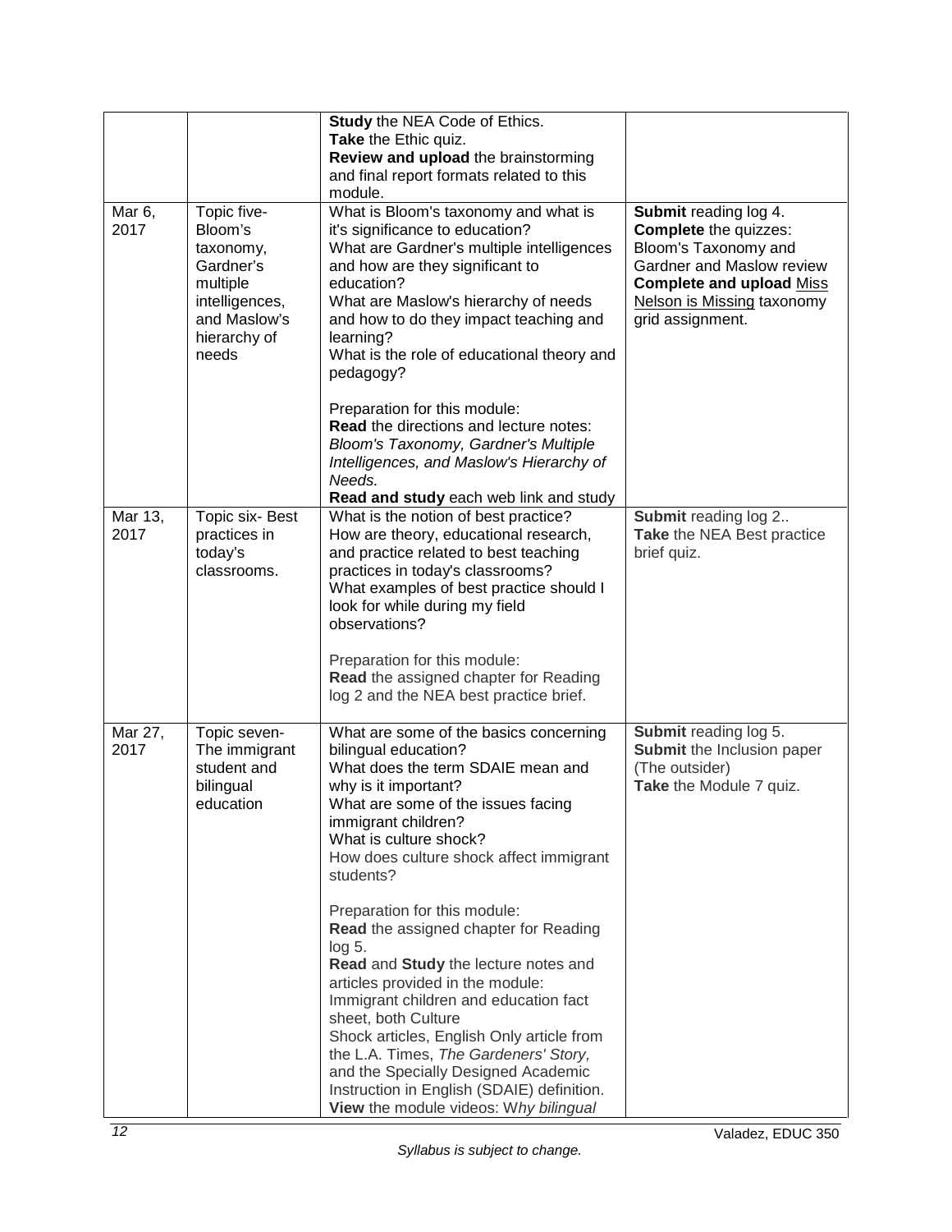| | | | |
|---|---|---|---|
| | | **Study** the NEA Code of Ethics.<br>**Take** the Ethic quiz.<br>**Review and upload** the brainstorming and final report formats related to this module. | |
| Mar 6, 2017 | Topic five- Bloom's taxonomy, Gardner's multiple intelligences, and Maslow's hierarchy of needs | What is Bloom's taxonomy and what is it's significance to education?<br>What are Gardner's multiple intelligences and how are they significant to education?<br>What are Maslow's hierarchy of needs and how to do they impact teaching and learning?<br>What is the role of educational theory and pedagogy?<br><br>Preparation for this module:<br>**Read** the directions and lecture notes: *Bloom's Taxonomy, Gardner's Multiple Intelligences, and Maslow's Hierarchy of Needs.*<br>**Read and study** each web link and study | **Submit** reading log 4.<br>**Complete** the quizzes: Bloom's Taxonomy and Gardner and Maslow review<br>**Complete and upload** <u>Miss Nelson is Missing</u> taxonomy grid assignment. |
| Mar 13, 2017 | Topic six- Best practices in today's classrooms. | What is the notion of best practice?<br>How are theory, educational research, and practice related to best teaching practices in today's classrooms?<br>What examples of best practice should I look for while during my field observations?<br><br>Preparation for this module:<br>**Read** the assigned chapter for Reading log 2 and the NEA best practice brief. | **Submit** reading log 2..<br>**Take** the NEA Best practice brief quiz. |
| Mar 27, 2017 | Topic seven- The immigrant student and bilingual education | What are some of the basics concerning bilingual education?<br>What does the term SDAIE mean and why is it important?<br>What are some of the issues facing immigrant children?<br>What is culture shock?<br>How does culture shock affect immigrant students?<br><br>Preparation for this module:<br>**Read** the assigned chapter for Reading log 5.<br>**Read** and **Study** the lecture notes and articles provided in the module: Immigrant children and education fact sheet, both Culture Shock articles, English Only article from the L.A. Times, *The Gardeners' Story,* and the Specially Designed Academic Instruction in English (SDAIE) definition.<br>**View** the module videos: W*hy bilingual* | **Submit** reading log 5.<br>**Submit** the Inclusion paper (The outsider)<br>**Take** the Module 7 quiz. |

*Syllabus is subject to change.*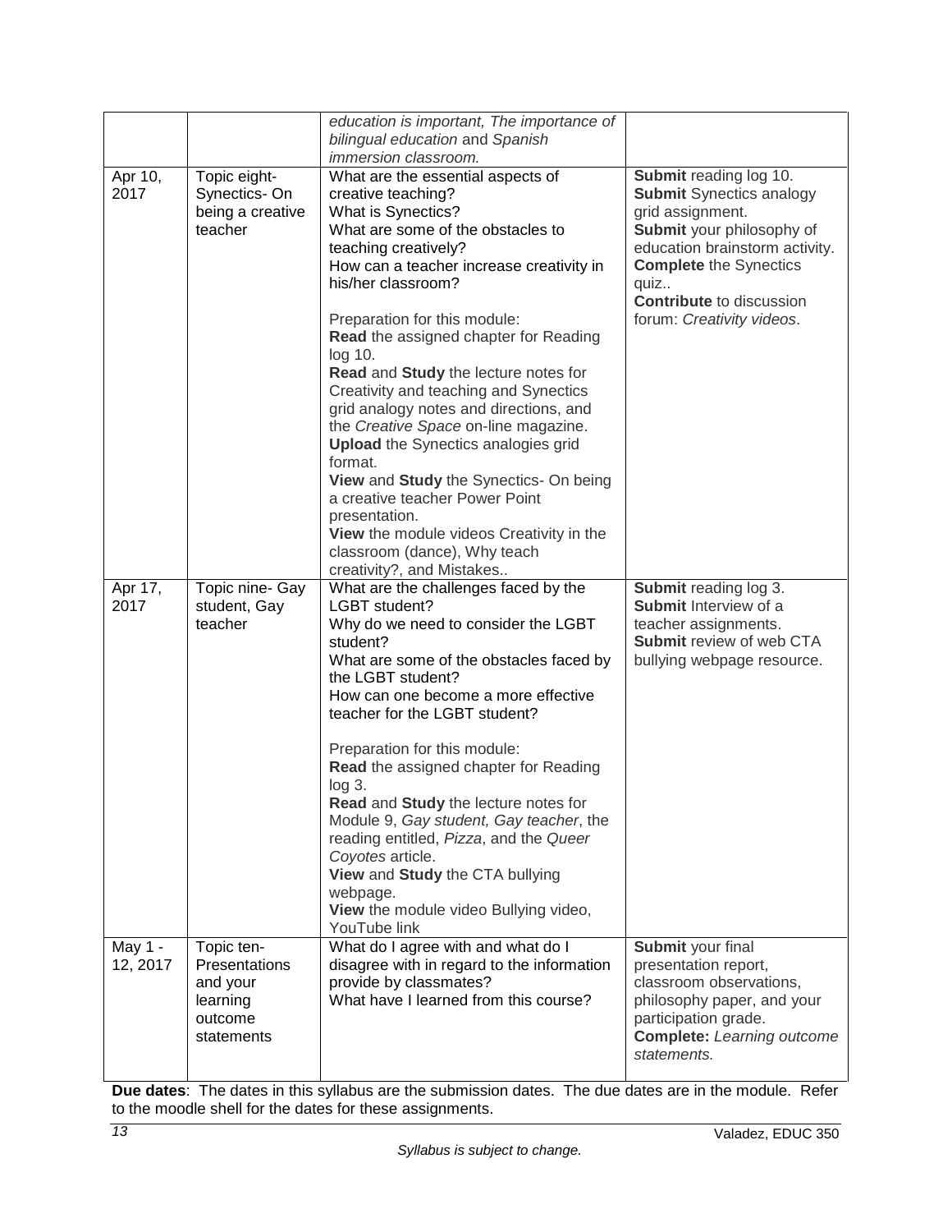| | | | |
|---|---|---|---|
| | | *education is important, The importance of bilingual education* and *Spanish immersion classroom.* | |
| Apr 10, 2017 | Topic eight- Synectics- On being a creative teacher | What are the essential aspects of creative teaching?<br>What is Synectics?<br>What are some of the obstacles to teaching creatively?<br>How can a teacher increase creativity in his/her classroom?<br><br>Preparation for this module:<br>**Read** the assigned chapter for Reading log 10.<br>**Read** and **Study** the lecture notes for Creativity and teaching and Synectics grid analogy notes and directions, and the *Creative Space* on-line magazine.<br>**Upload** the Synectics analogies grid format.<br>**View** and **Study** the Synectics- On being a creative teacher Power Point presentation.<br>**View** the module videos Creativity in the classroom (dance), Why teach creativity?, and Mistakes.. | **Submit** reading log 10.<br>**Submit** Synectics analogy grid assignment.<br>**Submit** your philosophy of education brainstorm activity.<br>**Complete** the Synectics quiz..<br>**Contribute** to discussion forum: *Creativity videos*. |
| Apr 17, 2017 | Topic nine- Gay student, Gay teacher | What are the challenges faced by the LGBT student?<br>Why do we need to consider the LGBT student?<br>What are some of the obstacles faced by the LGBT student?<br>How can one become a more effective teacher for the LGBT student?<br><br>Preparation for this module:<br>**Read** the assigned chapter for Reading log 3.<br>**Read** and **Study** the lecture notes for Module 9, *Gay student, Gay teacher*, the reading entitled, *Pizza*, and the *Queer Coyotes* article.<br>**View** and **Study** the CTA bullying webpage.<br>**View** the module video Bullying video, YouTube link | **Submit** reading log 3.<br>**Submit** Interview of a teacher assignments.<br>**Submit** review of web CTA bullying webpage resource. |
| May 1 - 12, 2017 | Topic ten- Presentations and your learning outcome statements | What do I agree with and what do I disagree with in regard to the information provide by classmates?<br>What have I learned from this course? | **Submit** your final presentation report, classroom observations, philosophy paper, and your participation grade.<br>**Complete:** *Learning outcome statements.* |

**Due dates**: The dates in this syllabus are the submission dates. The due dates are in the module. Refer to the moodle shell for the dates for these assignments.

*Syllabus is subject to change.*